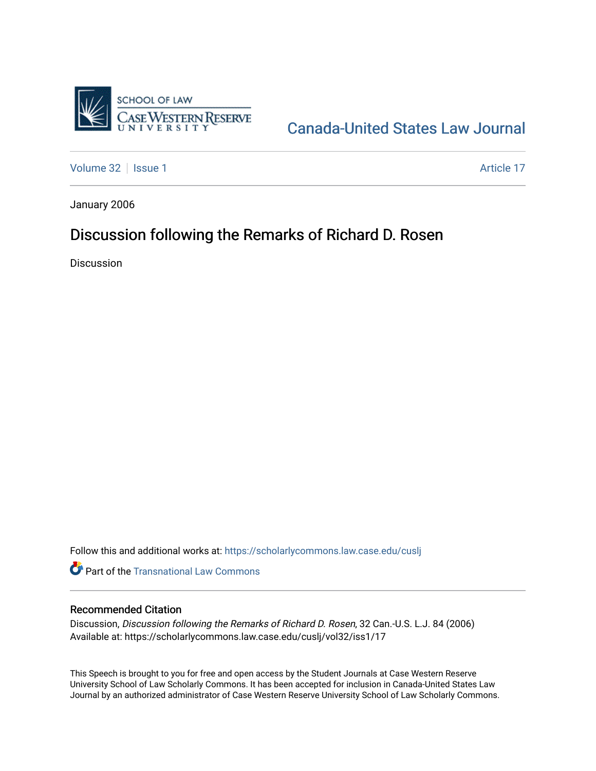# Canada-United States Law Journal

Volume 32 | Issue 1 | Article 17

January 2006

## Discussion following the Remarks of Richard D. Rosen

Discussion

Follow this and additional works at: https://scholarlycommons.law.case.edu/cuslj

Part of the Transnational Law Commons

### Recommended Citation

Discussion, *Discussion following the Remarks of Richard D. Rosen*, 32 Can.-U.S. L.J. 84 (2006)
Available at: https://scholarlycommons.law.case.edu/cuslj/vol32/iss1/17

This Speech is brought to you for free and open access by the Student Journals at Case Western Reserve University School of Law Scholarly Commons. It has been accepted for inclusion in Canada-United States Law Journal by an authorized administrator of Case Western Reserve University School of Law Scholarly Commons.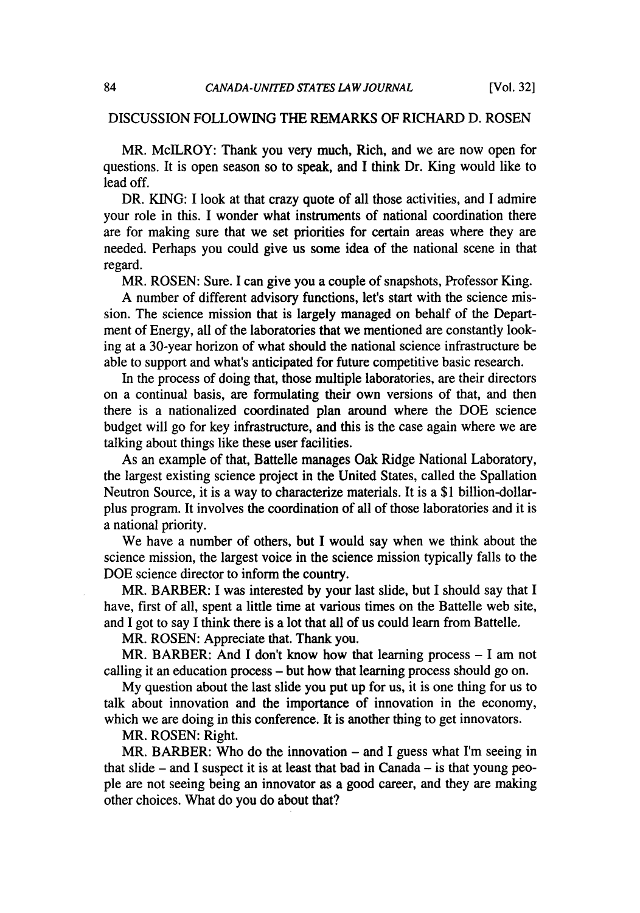## DISCUSSION FOLLOWING THE REMARKS OF RICHARD D. ROSEN

MR. McILROY: Thank you very much, Rich, and we are now open for questions. It is open season so to speak, and I think Dr. King would like to lead off.

DR. KING: I look at that crazy quote of all those activities, and I admire your role in this. I wonder what instruments of national coordination there are for making sure that we set priorities for certain areas where they are needed. Perhaps you could give us some idea of the national scene in that regard.

MR. ROSEN: Sure. I can give you a couple of snapshots, Professor King.

A number of different advisory functions, let's start with the science mission. The science mission that is largely managed on behalf of the Department of Energy, all of the laboratories that we mentioned are constantly looking at a 30-year horizon of what should the national science infrastructure be able to support and what's anticipated for future competitive basic research.

In the process of doing that, those multiple laboratories, are their directors on a continual basis, are formulating their own versions of that, and then there is a nationalized coordinated plan around where the DOE science budget will go for key infrastructure, and this is the case again where we are talking about things like these user facilities.

As an example of that, Battelle manages Oak Ridge National Laboratory, the largest existing science project in the United States, called the Spallation Neutron Source, it is a way to characterize materials. It is a $1 billion-dollar-plus program. It involves the coordination of all of those laboratories and it is a national priority.

We have a number of others, but I would say when we think about the science mission, the largest voice in the science mission typically falls to the DOE science director to inform the country.

MR. BARBER: I was interested by your last slide, but I should say that I have, first of all, spent a little time at various times on the Battelle web site, and I got to say I think there is a lot that all of us could learn from Battelle.

MR. ROSEN: Appreciate that. Thank you.

MR. BARBER: And I don't know how that learning process – I am not calling it an education process – but how that learning process should go on.

My question about the last slide you put up for us, it is one thing for us to talk about innovation and the importance of innovation in the economy, which we are doing in this conference. It is another thing to get innovators.

MR. ROSEN: Right.

MR. BARBER: Who do the innovation – and I guess what I'm seeing in that slide – and I suspect it is at least that bad in Canada – is that young people are not seeing being an innovator as a good career, and they are making other choices. What do you do about that?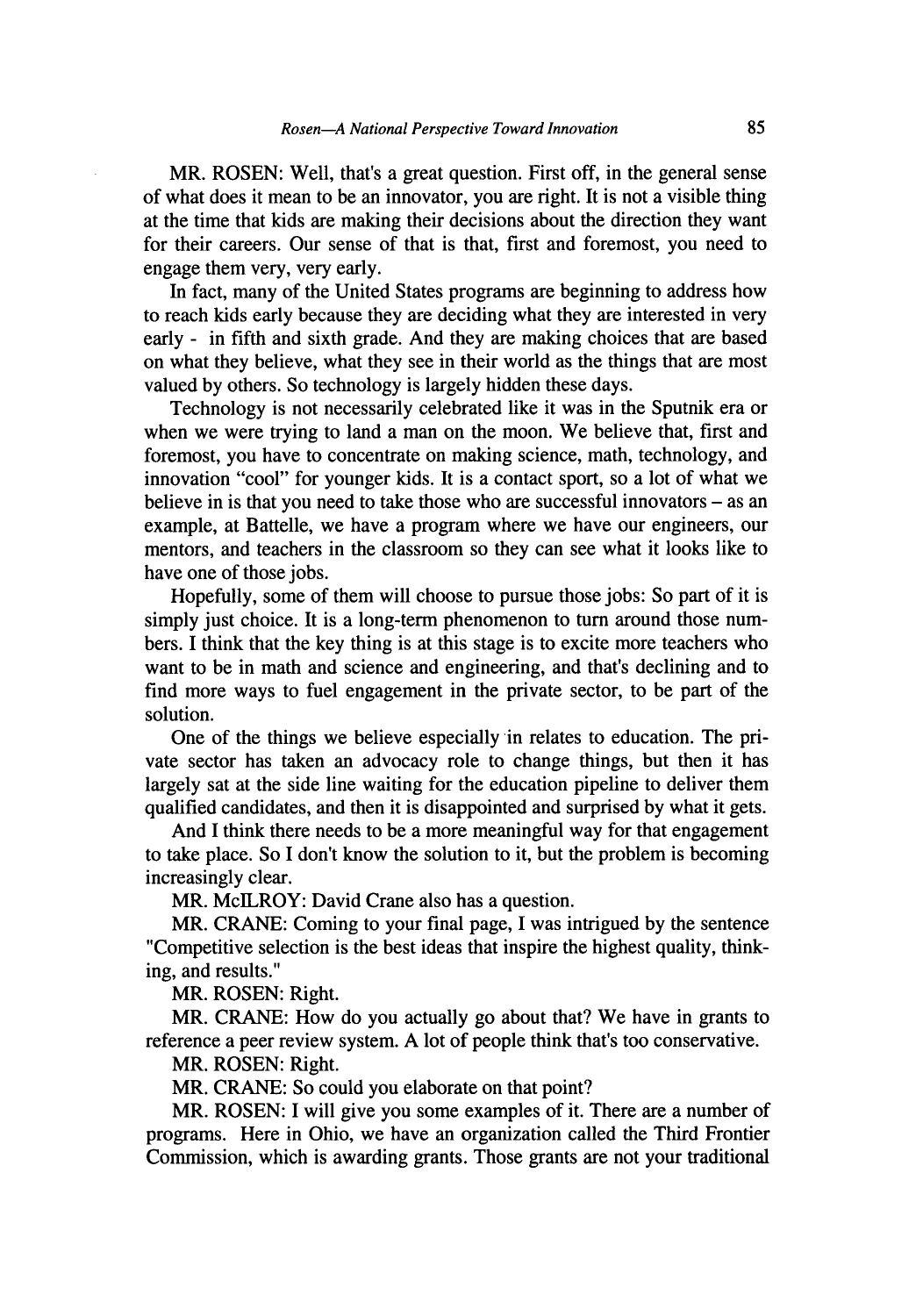MR. ROSEN: Well, that's a great question. First off, in the general sense of what does it mean to be an innovator, you are right. It is not a visible thing at the time that kids are making their decisions about the direction they want for their careers. Our sense of that is that, first and foremost, you need to engage them very, very early.

In fact, many of the United States programs are beginning to address how to reach kids early because they are deciding what they are interested in very early - in fifth and sixth grade. And they are making choices that are based on what they believe, what they see in their world as the things that are most valued by others. So technology is largely hidden these days.

Technology is not necessarily celebrated like it was in the Sputnik era or when we were trying to land a man on the moon. We believe that, first and foremost, you have to concentrate on making science, math, technology, and innovation "cool" for younger kids. It is a contact sport, so a lot of what we believe in is that you need to take those who are successful innovators – as an example, at Battelle, we have a program where we have our engineers, our mentors, and teachers in the classroom so they can see what it looks like to have one of those jobs.

Hopefully, some of them will choose to pursue those jobs: So part of it is simply just choice. It is a long-term phenomenon to turn around those numbers. I think that the key thing is at this stage is to excite more teachers who want to be in math and science and engineering, and that's declining and to find more ways to fuel engagement in the private sector, to be part of the solution.

One of the things we believe especially in relates to education. The private sector has taken an advocacy role to change things, but then it has largely sat at the side line waiting for the education pipeline to deliver them qualified candidates, and then it is disappointed and surprised by what it gets.

And I think there needs to be a more meaningful way for that engagement to take place. So I don't know the solution to it, but the problem is becoming increasingly clear.

MR. McILROY: David Crane also has a question.

MR. CRANE: Coming to your final page, I was intrigued by the sentence "Competitive selection is the best ideas that inspire the highest quality, thinking, and results."

MR. ROSEN: Right.

MR. CRANE: How do you actually go about that? We have in grants to reference a peer review system. A lot of people think that's too conservative.

MR. ROSEN: Right.

MR. CRANE: So could you elaborate on that point?

MR. ROSEN: I will give you some examples of it. There are a number of programs. Here in Ohio, we have an organization called the Third Frontier Commission, which is awarding grants. Those grants are not your traditional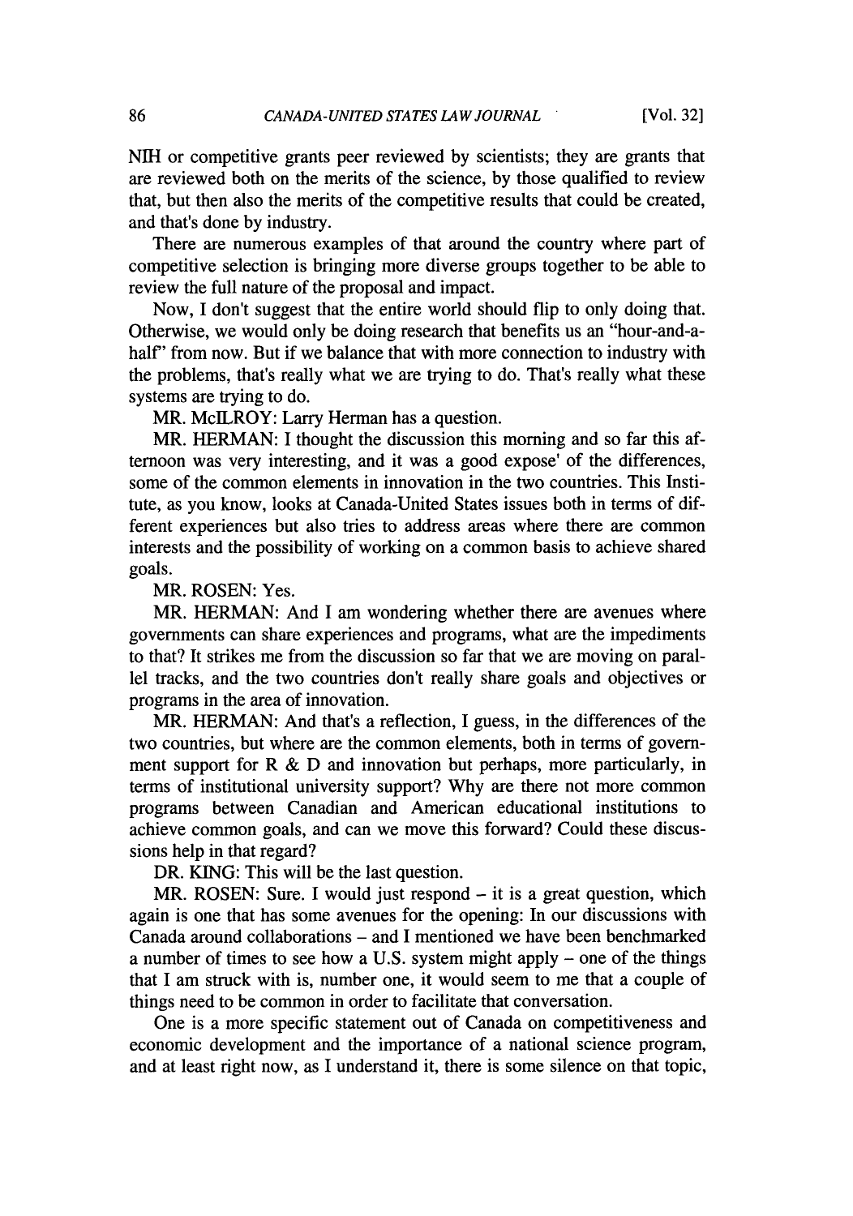NIH or competitive grants peer reviewed by scientists; they are grants that are reviewed both on the merits of the science, by those qualified to review that, but then also the merits of the competitive results that could be created, and that's done by industry.

There are numerous examples of that around the country where part of competitive selection is bringing more diverse groups together to be able to review the full nature of the proposal and impact.

Now, I don't suggest that the entire world should flip to only doing that. Otherwise, we would only be doing research that benefits us an "hour-and-a-half" from now. But if we balance that with more connection to industry with the problems, that's really what we are trying to do. That's really what these systems are trying to do.

MR. McILROY: Larry Herman has a question.

MR. HERMAN: I thought the discussion this morning and so far this afternoon was very interesting, and it was a good expose' of the differences, some of the common elements in innovation in the two countries. This Institute, as you know, looks at Canada-United States issues both in terms of different experiences but also tries to address areas where there are common interests and the possibility of working on a common basis to achieve shared goals.

MR. ROSEN: Yes.

MR. HERMAN: And I am wondering whether there are avenues where governments can share experiences and programs, what are the impediments to that? It strikes me from the discussion so far that we are moving on parallel tracks, and the two countries don't really share goals and objectives or programs in the area of innovation.

MR. HERMAN: And that's a reflection, I guess, in the differences of the two countries, but where are the common elements, both in terms of government support for R & D and innovation but perhaps, more particularly, in terms of institutional university support? Why are there not more common programs between Canadian and American educational institutions to achieve common goals, and can we move this forward? Could these discussions help in that regard?

DR. KING: This will be the last question.

MR. ROSEN: Sure. I would just respond – it is a great question, which again is one that has some avenues for the opening: In our discussions with Canada around collaborations – and I mentioned we have been benchmarked a number of times to see how a U.S. system might apply – one of the things that I am struck with is, number one, it would seem to me that a couple of things need to be common in order to facilitate that conversation.

One is a more specific statement out of Canada on competitiveness and economic development and the importance of a national science program, and at least right now, as I understand it, there is some silence on that topic,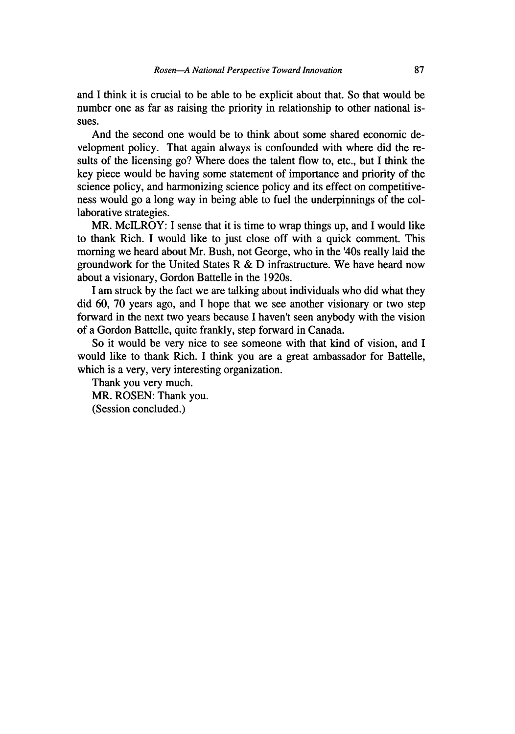and I think it is crucial to be able to be explicit about that. So that would be number one as far as raising the priority in relationship to other national issues.

And the second one would be to think about some shared economic development policy. That again always is confounded with where did the results of the licensing go? Where does the talent flow to, etc., but I think the key piece would be having some statement of importance and priority of the science policy, and harmonizing science policy and its effect on competitiveness would go a long way in being able to fuel the underpinnings of the collaborative strategies.

MR. McILROY: I sense that it is time to wrap things up, and I would like to thank Rich. I would like to just close off with a quick comment. This morning we heard about Mr. Bush, not George, who in the '40s really laid the groundwork for the United States R & D infrastructure. We have heard now about a visionary, Gordon Battelle in the 1920s.

I am struck by the fact we are talking about individuals who did what they did 60, 70 years ago, and I hope that we see another visionary or two step forward in the next two years because I haven't seen anybody with the vision of a Gordon Battelle, quite frankly, step forward in Canada.

So it would be very nice to see someone with that kind of vision, and I would like to thank Rich. I think you are a great ambassador for Battelle, which is a very, very interesting organization.

Thank you very much.

MR. ROSEN: Thank you.

(Session concluded.)